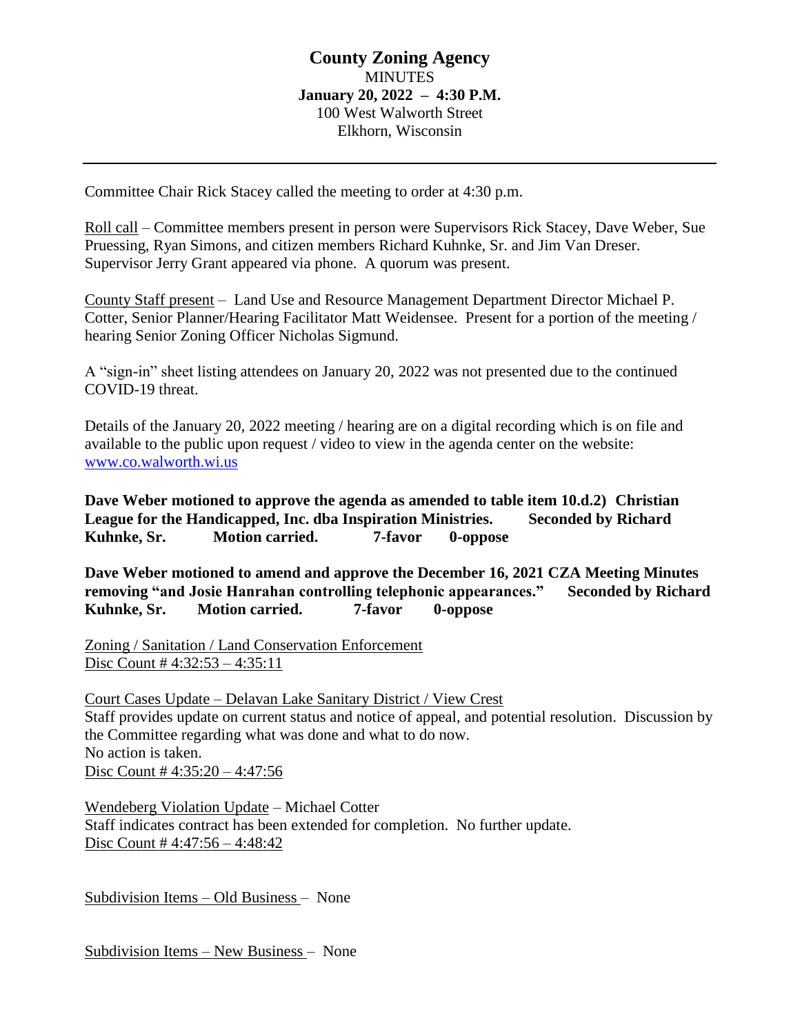# County Zoning Agency

MINUTES

**January 20, 2022 – 4:30 P.M.**

100 West Walworth Street

Elkhorn, Wisconsin

---

Committee Chair Rick Stacey called the meeting to order at 4:30 p.m.

Roll call – Committee members present in person were Supervisors Rick Stacey, Dave Weber, Sue Pruessing, Ryan Simons, and citizen members Richard Kuhnke, Sr. and Jim Van Dreser. Supervisor Jerry Grant appeared via phone. A quorum was present.

County Staff present – Land Use and Resource Management Department Director Michael P. Cotter, Senior Planner/Hearing Facilitator Matt Weidensee. Present for a portion of the meeting / hearing Senior Zoning Officer Nicholas Sigmund.

A "sign-in" sheet listing attendees on January 20, 2022 was not presented due to the continued COVID-19 threat.

Details of the January 20, 2022 meeting / hearing are on a digital recording which is on file and available to the public upon request / video to view in the agenda center on the website: www.co.walworth.wi.us

**Dave Weber motioned to approve the agenda as amended to table item 10.d.2) Christian League for the Handicapped, Inc. dba Inspiration Ministries. Seconded by Richard Kuhnke, Sr. Motion carried. 7-favor 0-oppose**

**Dave Weber motioned to amend and approve the December 16, 2021 CZA Meeting Minutes removing "and Josie Hanrahan controlling telephonic appearances." Seconded by Richard Kuhnke, Sr. Motion carried. 7-favor 0-oppose**

Zoning / Sanitation / Land Conservation Enforcement
Disc Count # 4:32:53 – 4:35:11

Court Cases Update – Delavan Lake Sanitary District / View Crest
Staff provides update on current status and notice of appeal, and potential resolution. Discussion by the Committee regarding what was done and what to do now.
No action is taken.
Disc Count # 4:35:20 – 4:47:56

Wendeberg Violation Update – Michael Cotter
Staff indicates contract has been extended for completion. No further update.
Disc Count # 4:47:56 – 4:48:42

Subdivision Items – Old Business – None

Subdivision Items – New Business – None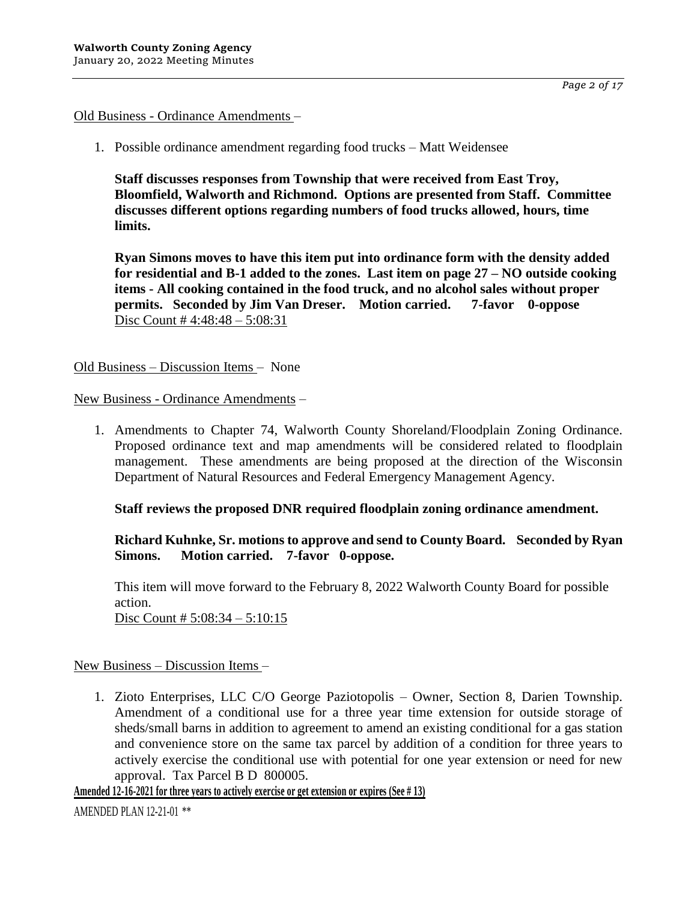Old Business - Ordinance Amendments –

1. Possible ordinance amendment regarding food trucks – Matt Weidensee

   **Staff discusses responses from Township that were received from East Troy, Bloomfield, Walworth and Richmond. Options are presented from Staff. Committee discusses different options regarding numbers of food trucks allowed, hours, time limits.**

   **Ryan Simons moves to have this item put into ordinance form with the density added for residential and B-1 added to the zones. Last item on page 27 – NO outside cooking items - All cooking contained in the food truck, and no alcohol sales without proper permits. Seconded by Jim Van Dreser. Motion carried. 7-favor 0-oppose**
   Disc Count # 4:48:48 – 5:08:31

Old Business – Discussion Items – None

New Business - Ordinance Amendments –

1. Amendments to Chapter 74, Walworth County Shoreland/Floodplain Zoning Ordinance. Proposed ordinance text and map amendments will be considered related to floodplain management. These amendments are being proposed at the direction of the Wisconsin Department of Natural Resources and Federal Emergency Management Agency.

   **Staff reviews the proposed DNR required floodplain zoning ordinance amendment.**

   **Richard Kuhnke, Sr. motions to approve and send to County Board. Seconded by Ryan Simons. Motion carried. 7-favor 0-oppose.**

   This item will move forward to the February 8, 2022 Walworth County Board for possible action.
   Disc Count # 5:08:34 – 5:10:15

New Business – Discussion Items –

1. Zioto Enterprises, LLC C/O George Paziotopolis – Owner, Section 8, Darien Township. Amendment of a conditional use for a three year time extension for outside storage of sheds/small barns in addition to agreement to amend an existing conditional for a gas station and convenience store on the same tax parcel by addition of a condition for three years to actively exercise the conditional use with potential for one year extension or need for new approval. Tax Parcel B D 800005.

**Amended 12-16-2021 for three years to actively exercise or get extension or expires (See # 13)**

AMENDED PLAN 12-21-01 **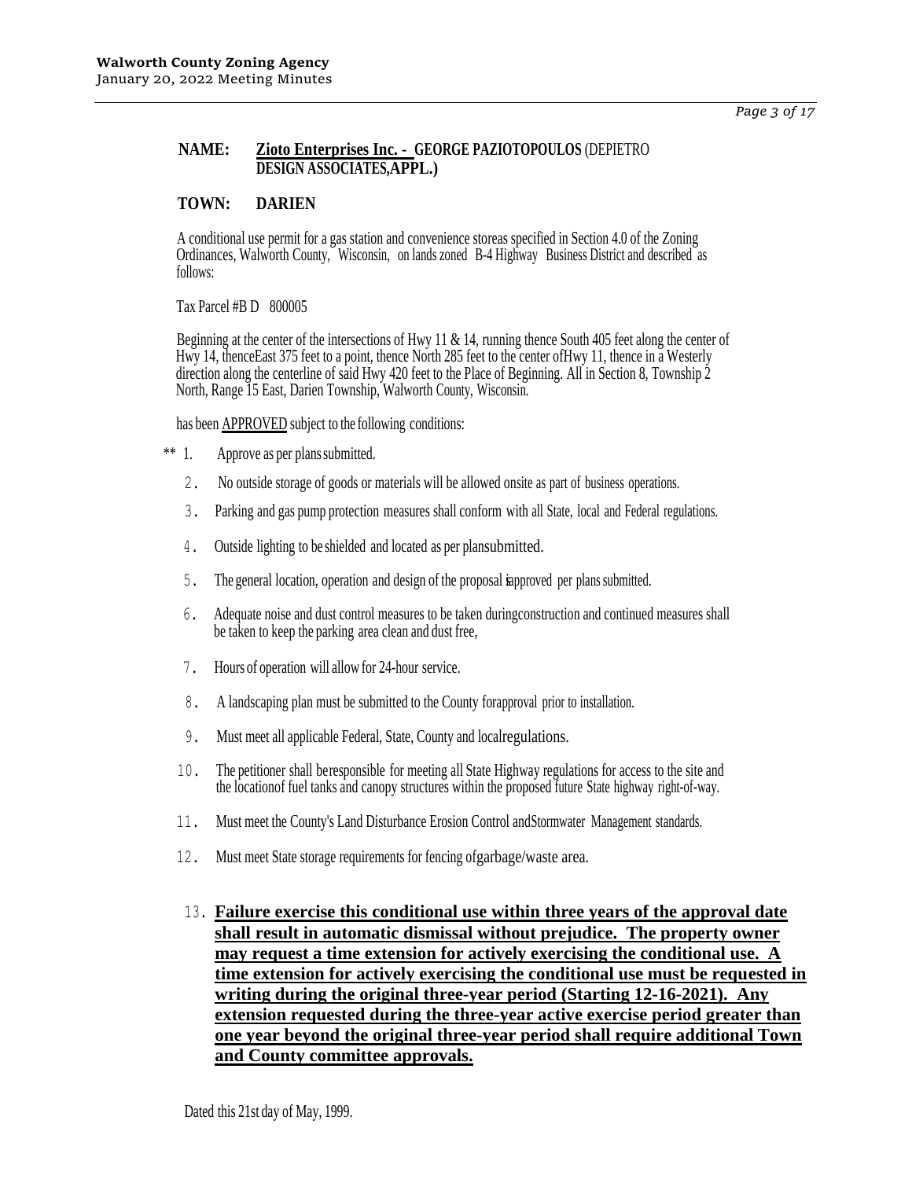**NAME:** **Zioto Enterprises Inc. - GEORGE PAZIOTOPOULOS** (DEPIETRO **DESIGN ASSOCIATES,APPL.)**

**TOWN:** **DARIEN**

A conditional use permit for a gas station and convenience storeas specified in Section 4.0 of the Zoning Ordinances, Walworth County, Wisconsin, on lands zoned B-4 Highway Business District and described as follows:

Tax Parcel #B D 800005

Beginning at the center of the intersections of Hwy 11 & 14, running thence South 405 feet along the center of Hwy 14, thenceEast 375 feet to a point, thence North 285 feet to the center ofHwy 11, thence in a Westerly direction along the centerline of said Hwy 420 feet to the Place of Beginning. All in Section 8, Township 2 North, Range 15 East, Darien Township, Walworth County, Wisconsin.

has been APPROVED subject to the following conditions:

** 1. Approve as per plans submitted.

2. No outside storage of goods or materials will be allowed onsite as part of business operations.

3. Parking and gas pump protection measures shall conform with all State, local and Federal regulations.

4. Outside lighting to be shielded and located as per plansubmitted.

5. The general location, operation and design of the proposal isapproved per plans submitted.

6. Adequate noise and dust control measures to be taken duringconstruction and continued measures shall be taken to keep the parking area clean and dust free,

7. Hours of operation will allow for 24-hour service.

8. A landscaping plan must be submitted to the County forapproval prior to installation.

9. Must meet all applicable Federal, State, County and localregulations.

10. The petitioner shall beresponsible for meeting all State Highway regulations for access to the site and the locationof fuel tanks and canopy structures within the proposed future State highway right-of-way.

11. Must meet the County's Land Disturbance Erosion Control andStormwater Management standards.

12. Must meet State storage requirements for fencing ofgarbage/waste area.

13. **Failure exercise this conditional use within three years of the approval date shall result in automatic dismissal without prejudice. The property owner may request a time extension for actively exercising the conditional use. A time extension for actively exercising the conditional use must be requested in writing during the original three-year period (Starting 12-16-2021). Any extension requested during the three-year active exercise period greater than one year beyond the original three-year period shall require additional Town and County committee approvals.**

Dated this 21st day of May, 1999.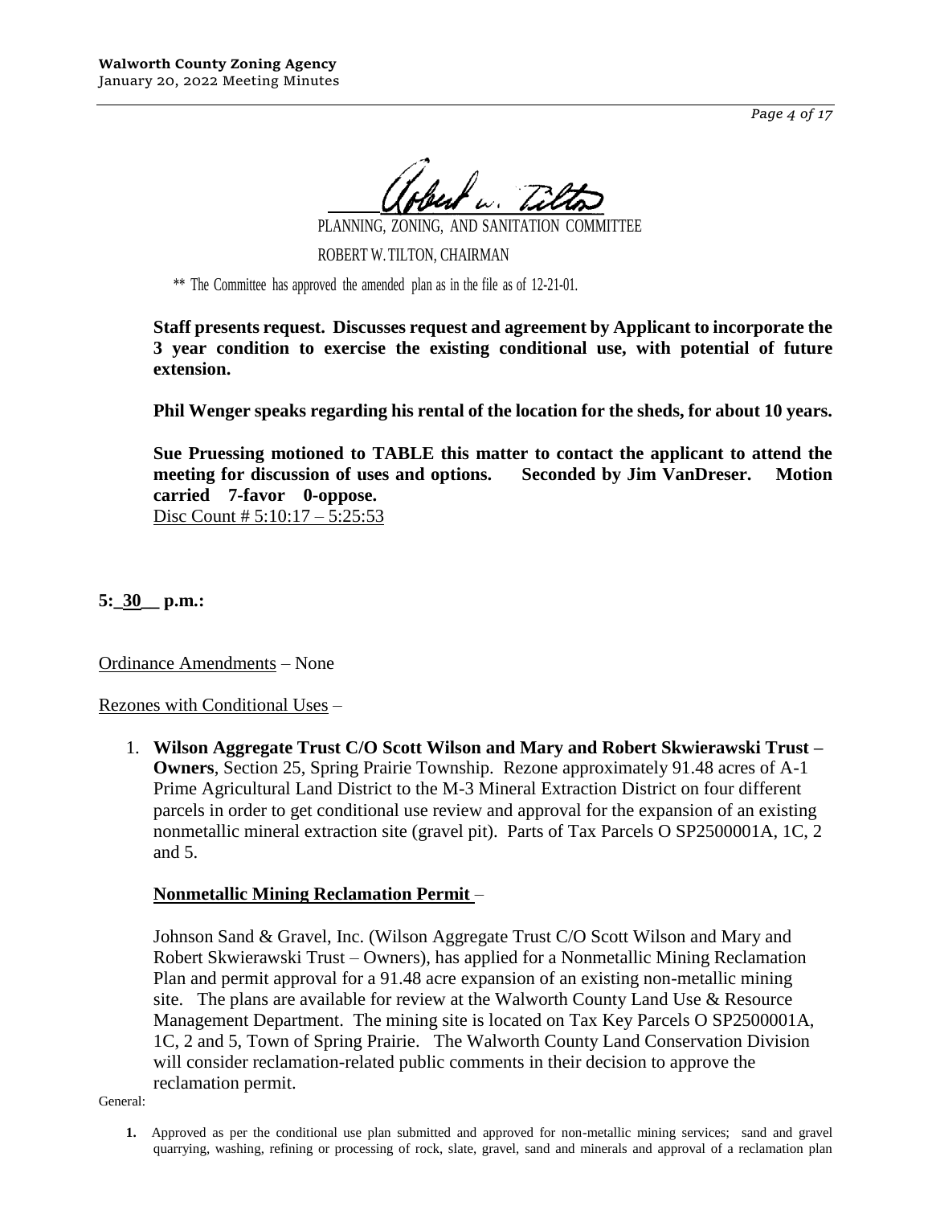PLANNING, ZONING, AND SANITATION COMMITTEE

ROBERT W. TILTON, CHAIRMAN

** The Committee has approved the amended plan as in the file as of 12-21-01.

**Staff presents request. Discusses request and agreement by Applicant to incorporate the 3 year condition to exercise the existing conditional use, with potential of future extension.**

**Phil Wenger speaks regarding his rental of the location for the sheds, for about 10 years.**

**Sue Pruessing motioned to TABLE this matter to contact the applicant to attend the meeting for discussion of uses and options. Seconded by Jim VanDreser. Motion carried 7-favor 0-oppose.**
Disc Count # 5:10:17 – 5:25:53

**5:_30__ p.m.:**

Ordinance Amendments – None

Rezones with Conditional Uses –

1. **Wilson Aggregate Trust C/O Scott Wilson and Mary and Robert Skwierawski Trust – Owners**, Section 25, Spring Prairie Township. Rezone approximately 91.48 acres of A-1 Prime Agricultural Land District to the M-3 Mineral Extraction District on four different parcels in order to get conditional use review and approval for the expansion of an existing nonmetallic mineral extraction site (gravel pit). Parts of Tax Parcels O SP2500001A, 1C, 2 and 5.

   **Nonmetallic Mining Reclamation Permit** –

   Johnson Sand & Gravel, Inc. (Wilson Aggregate Trust C/O Scott Wilson and Mary and Robert Skwierawski Trust – Owners), has applied for a Nonmetallic Mining Reclamation Plan and permit approval for a 91.48 acre expansion of an existing non-metallic mining site. The plans are available for review at the Walworth County Land Use & Resource Management Department. The mining site is located on Tax Key Parcels O SP2500001A, 1C, 2 and 5, Town of Spring Prairie. The Walworth County Land Conservation Division will consider reclamation-related public comments in their decision to approve the reclamation permit.

General:

1. Approved as per the conditional use plan submitted and approved for non-metallic mining services; sand and gravel quarrying, washing, refining or processing of rock, slate, gravel, sand and minerals and approval of a reclamation plan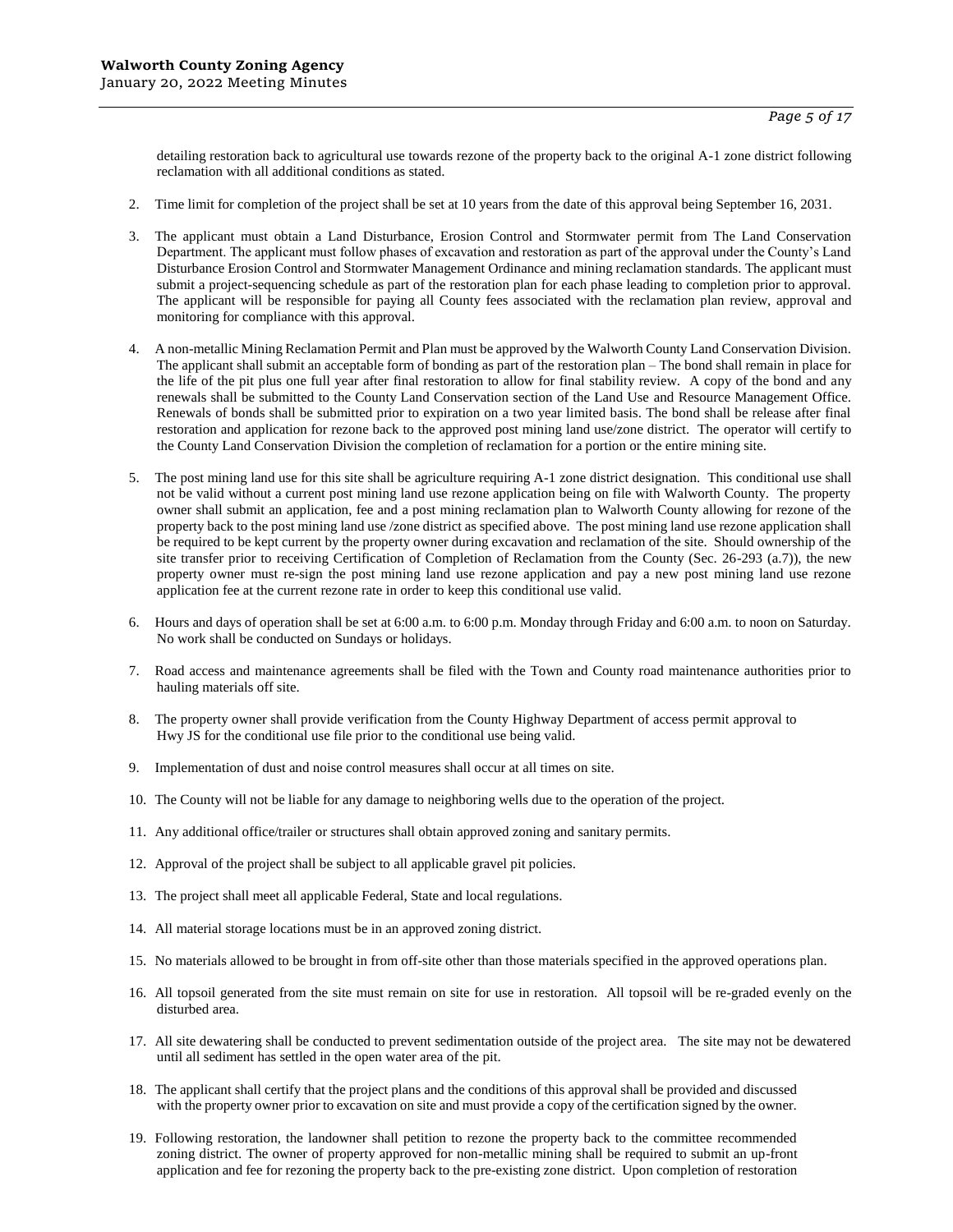detailing restoration back to agricultural use towards rezone of the property back to the original A-1 zone district following reclamation with all additional conditions as stated.

2. Time limit for completion of the project shall be set at 10 years from the date of this approval being September 16, 2031.

3. The applicant must obtain a Land Disturbance, Erosion Control and Stormwater permit from The Land Conservation Department. The applicant must follow phases of excavation and restoration as part of the approval under the County's Land Disturbance Erosion Control and Stormwater Management Ordinance and mining reclamation standards. The applicant must submit a project-sequencing schedule as part of the restoration plan for each phase leading to completion prior to approval. The applicant will be responsible for paying all County fees associated with the reclamation plan review, approval and monitoring for compliance with this approval.

4. A non-metallic Mining Reclamation Permit and Plan must be approved by the Walworth County Land Conservation Division. The applicant shall submit an acceptable form of bonding as part of the restoration plan – The bond shall remain in place for the life of the pit plus one full year after final restoration to allow for final stability review. A copy of the bond and any renewals shall be submitted to the County Land Conservation section of the Land Use and Resource Management Office. Renewals of bonds shall be submitted prior to expiration on a two year limited basis. The bond shall be release after final restoration and application for rezone back to the approved post mining land use/zone district. The operator will certify to the County Land Conservation Division the completion of reclamation for a portion or the entire mining site.

5. The post mining land use for this site shall be agriculture requiring A-1 zone district designation. This conditional use shall not be valid without a current post mining land use rezone application being on file with Walworth County. The property owner shall submit an application, fee and a post mining reclamation plan to Walworth County allowing for rezone of the property back to the post mining land use /zone district as specified above. The post mining land use rezone application shall be required to be kept current by the property owner during excavation and reclamation of the site. Should ownership of the site transfer prior to receiving Certification of Completion of Reclamation from the County (Sec. 26-293 (a.7)), the new property owner must re-sign the post mining land use rezone application and pay a new post mining land use rezone application fee at the current rezone rate in order to keep this conditional use valid.

6. Hours and days of operation shall be set at 6:00 a.m. to 6:00 p.m. Monday through Friday and 6:00 a.m. to noon on Saturday. No work shall be conducted on Sundays or holidays.

7. Road access and maintenance agreements shall be filed with the Town and County road maintenance authorities prior to hauling materials off site.

8. The property owner shall provide verification from the County Highway Department of access permit approval to Hwy JS for the conditional use file prior to the conditional use being valid.

9. Implementation of dust and noise control measures shall occur at all times on site.

10. The County will not be liable for any damage to neighboring wells due to the operation of the project.

11. Any additional office/trailer or structures shall obtain approved zoning and sanitary permits.

12. Approval of the project shall be subject to all applicable gravel pit policies.

13. The project shall meet all applicable Federal, State and local regulations.

14. All material storage locations must be in an approved zoning district.

15. No materials allowed to be brought in from off-site other than those materials specified in the approved operations plan.

16. All topsoil generated from the site must remain on site for use in restoration. All topsoil will be re-graded evenly on the disturbed area.

17. All site dewatering shall be conducted to prevent sedimentation outside of the project area. The site may not be dewatered until all sediment has settled in the open water area of the pit.

18. The applicant shall certify that the project plans and the conditions of this approval shall be provided and discussed with the property owner prior to excavation on site and must provide a copy of the certification signed by the owner.

19. Following restoration, the landowner shall petition to rezone the property back to the committee recommended zoning district. The owner of property approved for non-metallic mining shall be required to submit an up-front application and fee for rezoning the property back to the pre-existing zone district. Upon completion of restoration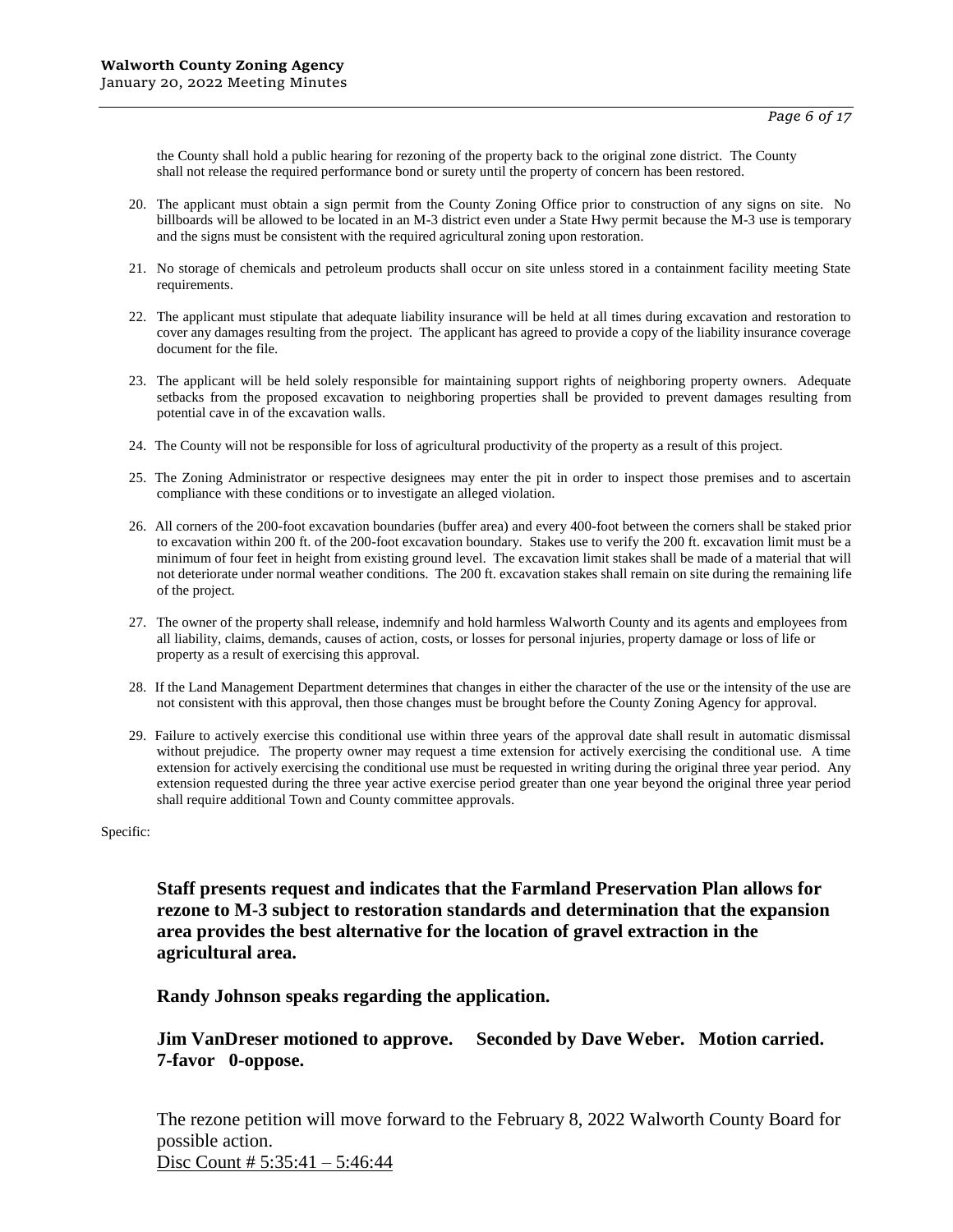the County shall hold a public hearing for rezoning of the property back to the original zone district. The County shall not release the required performance bond or surety until the property of concern has been restored.

20. The applicant must obtain a sign permit from the County Zoning Office prior to construction of any signs on site. No billboards will be allowed to be located in an M-3 district even under a State Hwy permit because the M-3 use is temporary and the signs must be consistent with the required agricultural zoning upon restoration.

21. No storage of chemicals and petroleum products shall occur on site unless stored in a containment facility meeting State requirements.

22. The applicant must stipulate that adequate liability insurance will be held at all times during excavation and restoration to cover any damages resulting from the project. The applicant has agreed to provide a copy of the liability insurance coverage document for the file.

23. The applicant will be held solely responsible for maintaining support rights of neighboring property owners. Adequate setbacks from the proposed excavation to neighboring properties shall be provided to prevent damages resulting from potential cave in of the excavation walls.

24. The County will not be responsible for loss of agricultural productivity of the property as a result of this project.

25. The Zoning Administrator or respective designees may enter the pit in order to inspect those premises and to ascertain compliance with these conditions or to investigate an alleged violation.

26. All corners of the 200-foot excavation boundaries (buffer area) and every 400-foot between the corners shall be staked prior to excavation within 200 ft. of the 200-foot excavation boundary. Stakes use to verify the 200 ft. excavation limit must be a minimum of four feet in height from existing ground level. The excavation limit stakes shall be made of a material that will not deteriorate under normal weather conditions. The 200 ft. excavation stakes shall remain on site during the remaining life of the project.

27. The owner of the property shall release, indemnify and hold harmless Walworth County and its agents and employees from all liability, claims, demands, causes of action, costs, or losses for personal injuries, property damage or loss of life or property as a result of exercising this approval.

28. If the Land Management Department determines that changes in either the character of the use or the intensity of the use are not consistent with this approval, then those changes must be brought before the County Zoning Agency for approval.

29. Failure to actively exercise this conditional use within three years of the approval date shall result in automatic dismissal without prejudice. The property owner may request a time extension for actively exercising the conditional use. A time extension for actively exercising the conditional use must be requested in writing during the original three year period. Any extension requested during the three year active exercise period greater than one year beyond the original three year period shall require additional Town and County committee approvals.

Specific:

**Staff presents request and indicates that the Farmland Preservation Plan allows for rezone to M-3 subject to restoration standards and determination that the expansion area provides the best alternative for the location of gravel extraction in the agricultural area.**

**Randy Johnson speaks regarding the application.**

**Jim VanDreser motioned to approve. Seconded by Dave Weber. Motion carried. 7-favor 0-oppose.**

The rezone petition will move forward to the February 8, 2022 Walworth County Board for possible action.
Disc Count # 5:35:41 – 5:46:44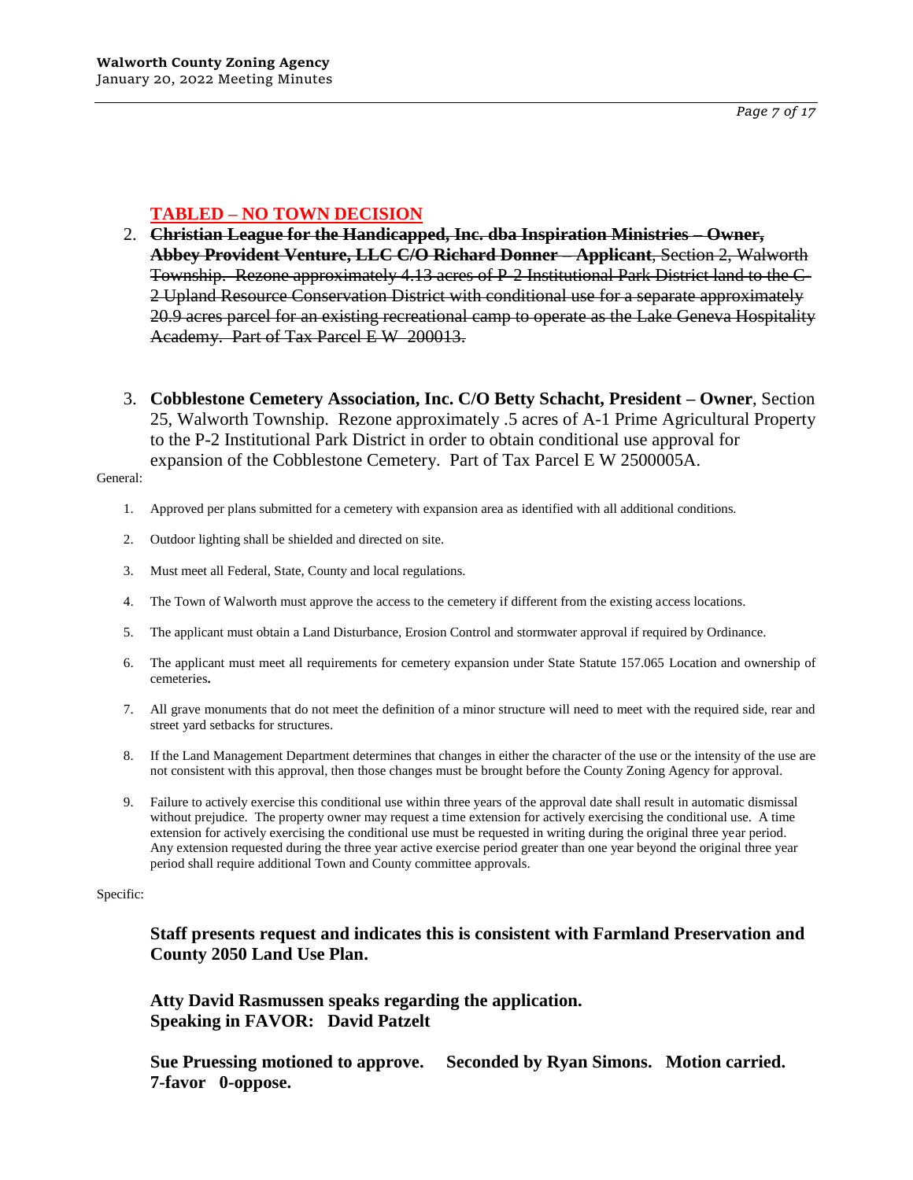**TABLED – NO TOWN DECISION**

2. ~~**Christian League for the Handicapped, Inc. dba Inspiration Ministries – Owner, Abbey Provident Venture, LLC C/O Richard Donner – Applicant**, Section 2, Walworth Township. Rezone approximately 4.13 acres of P-2 Institutional Park District land to the C-2 Upland Resource Conservation District with conditional use for a separate approximately 20.9 acres parcel for an existing recreational camp to operate as the Lake Geneva Hospitality Academy. Part of Tax Parcel E W 200013.~~

3. **Cobblestone Cemetery Association, Inc. C/O Betty Schacht, President – Owner**, Section 25, Walworth Township. Rezone approximately .5 acres of A-1 Prime Agricultural Property to the P-2 Institutional Park District in order to obtain conditional use approval for expansion of the Cobblestone Cemetery. Part of Tax Parcel E W 2500005A.

General:

1. Approved per plans submitted for a cemetery with expansion area as identified with all additional conditions.
2. Outdoor lighting shall be shielded and directed on site.
3. Must meet all Federal, State, County and local regulations.
4. The Town of Walworth must approve the access to the cemetery if different from the existing access locations.
5. The applicant must obtain a Land Disturbance, Erosion Control and stormwater approval if required by Ordinance.
6. The applicant must meet all requirements for cemetery expansion under State Statute 157.065 Location and ownership of cemeteries**.**
7. All grave monuments that do not meet the definition of a minor structure will need to meet with the required side, rear and street yard setbacks for structures.
8. If the Land Management Department determines that changes in either the character of the use or the intensity of the use are not consistent with this approval, then those changes must be brought before the County Zoning Agency for approval.
9. Failure to actively exercise this conditional use within three years of the approval date shall result in automatic dismissal without prejudice. The property owner may request a time extension for actively exercising the conditional use. A time extension for actively exercising the conditional use must be requested in writing during the original three year period. Any extension requested during the three year active exercise period greater than one year beyond the original three year period shall require additional Town and County committee approvals.

Specific:

**Staff presents request and indicates this is consistent with Farmland Preservation and County 2050 Land Use Plan.**

**Atty David Rasmussen speaks regarding the application.**
**Speaking in FAVOR: David Patzelt**

**Sue Pruessing motioned to approve. Seconded by Ryan Simons. Motion carried. 7-favor 0-oppose.**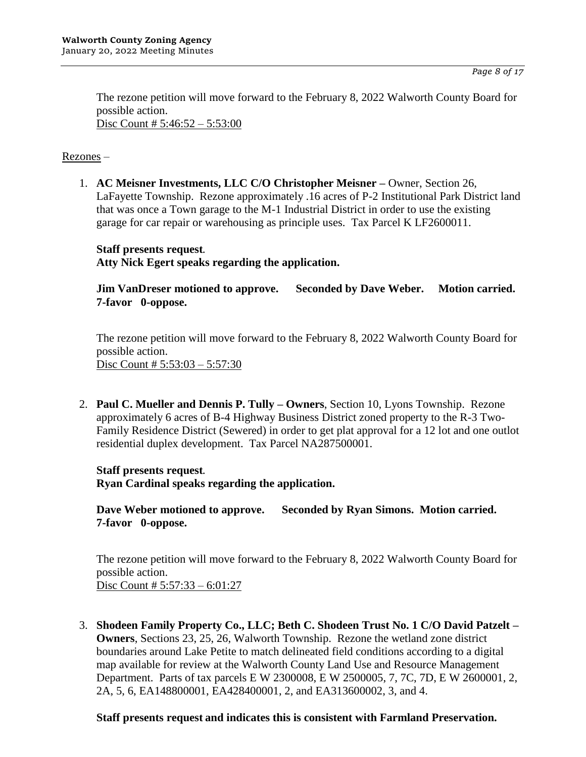The rezone petition will move forward to the February 8, 2022 Walworth County Board for possible action.
Disc Count # 5:46:52 – 5:53:00

Rezones –

1. **AC Meisner Investments, LLC C/O Christopher Meisner –** Owner, Section 26, LaFayette Township. Rezone approximately .16 acres of P-2 Institutional Park District land that was once a Town garage to the M-1 Industrial District in order to use the existing garage for car repair or warehousing as principle uses. Tax Parcel K LF2600011.

   **Staff presents request.**
   **Atty Nick Egert speaks regarding the application.**

   **Jim VanDreser motioned to approve. Seconded by Dave Weber. Motion carried. 7-favor 0-oppose.**

   The rezone petition will move forward to the February 8, 2022 Walworth County Board for possible action.
   Disc Count # 5:53:03 – 5:57:30

2. **Paul C. Mueller and Dennis P. Tully – Owners**, Section 10, Lyons Township. Rezone approximately 6 acres of B-4 Highway Business District zoned property to the R-3 Two-Family Residence District (Sewered) in order to get plat approval for a 12 lot and one outlot residential duplex development. Tax Parcel NA287500001.

   **Staff presents request.**
   **Ryan Cardinal speaks regarding the application.**

   **Dave Weber motioned to approve. Seconded by Ryan Simons. Motion carried. 7-favor 0-oppose.**

   The rezone petition will move forward to the February 8, 2022 Walworth County Board for possible action.
   Disc Count # 5:57:33 – 6:01:27

3. **Shodeen Family Property Co., LLC; Beth C. Shodeen Trust No. 1 C/O David Patzelt – Owners**, Sections 23, 25, 26, Walworth Township. Rezone the wetland zone district boundaries around Lake Petite to match delineated field conditions according to a digital map available for review at the Walworth County Land Use and Resource Management Department. Parts of tax parcels E W 2300008, E W 2500005, 7, 7C, 7D, E W 2600001, 2, 2A, 5, 6, EA148800001, EA428400001, 2, and EA313600002, 3, and 4.

   **Staff presents request and indicates this is consistent with Farmland Preservation.**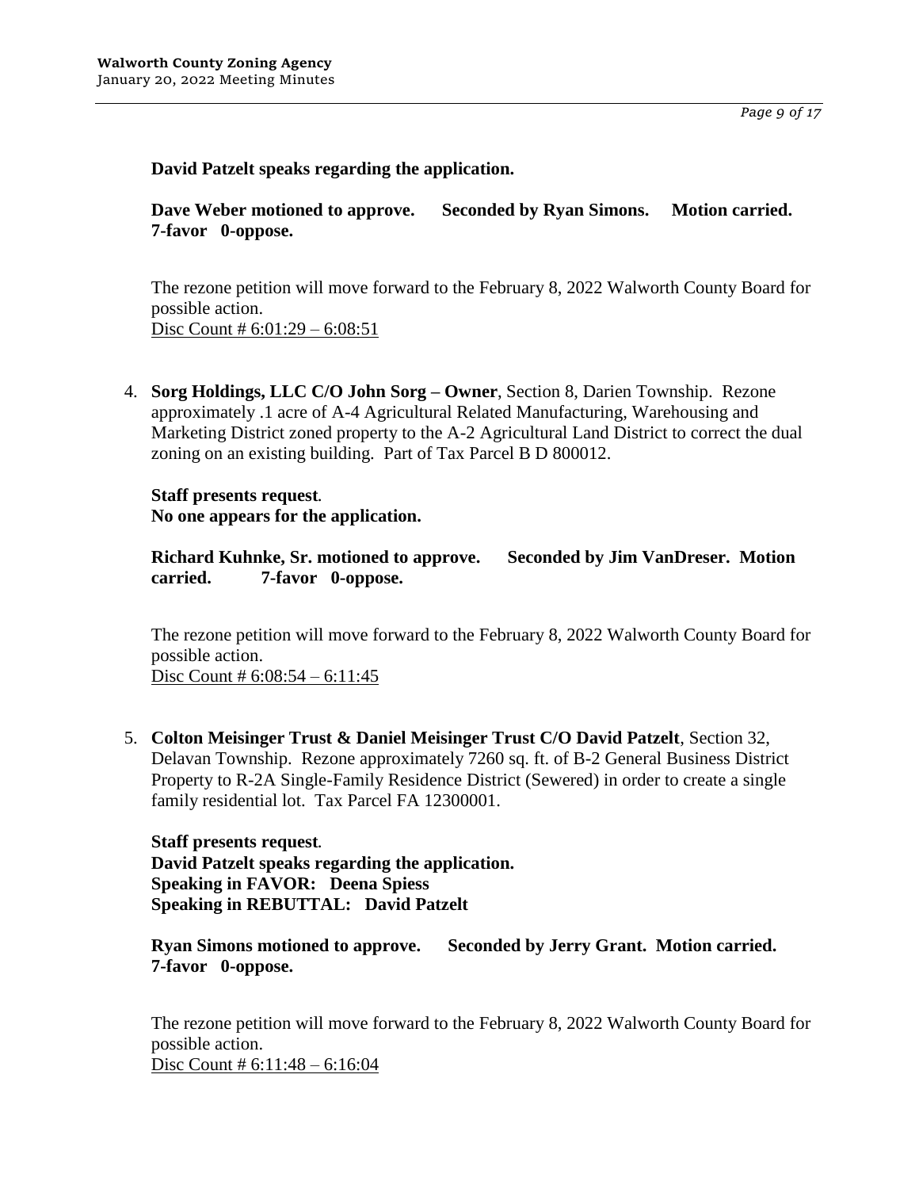**David Patzelt speaks regarding the application.**

**Dave Weber motioned to approve. Seconded by Ryan Simons. Motion carried. 7-favor 0-oppose.**

The rezone petition will move forward to the February 8, 2022 Walworth County Board for possible action.
Disc Count # 6:01:29 – 6:08:51

4. **Sorg Holdings, LLC C/O John Sorg – Owner**, Section 8, Darien Township. Rezone approximately .1 acre of A-4 Agricultural Related Manufacturing, Warehousing and Marketing District zoned property to the A-2 Agricultural Land District to correct the dual zoning on an existing building. Part of Tax Parcel B D 800012.

   **Staff presents request.**
   **No one appears for the application.**

   **Richard Kuhnke, Sr. motioned to approve. Seconded by Jim VanDreser. Motion carried. 7-favor 0-oppose.**

   The rezone petition will move forward to the February 8, 2022 Walworth County Board for possible action.
   Disc Count # 6:08:54 – 6:11:45

5. **Colton Meisinger Trust & Daniel Meisinger Trust C/O David Patzelt**, Section 32, Delavan Township. Rezone approximately 7260 sq. ft. of B-2 General Business District Property to R-2A Single-Family Residence District (Sewered) in order to create a single family residential lot. Tax Parcel FA 12300001.

   **Staff presents request.**
   **David Patzelt speaks regarding the application.**
   **Speaking in FAVOR: Deena Spiess**
   **Speaking in REBUTTAL: David Patzelt**

   **Ryan Simons motioned to approve. Seconded by Jerry Grant. Motion carried. 7-favor 0-oppose.**

   The rezone petition will move forward to the February 8, 2022 Walworth County Board for possible action.
   Disc Count # 6:11:48 – 6:16:04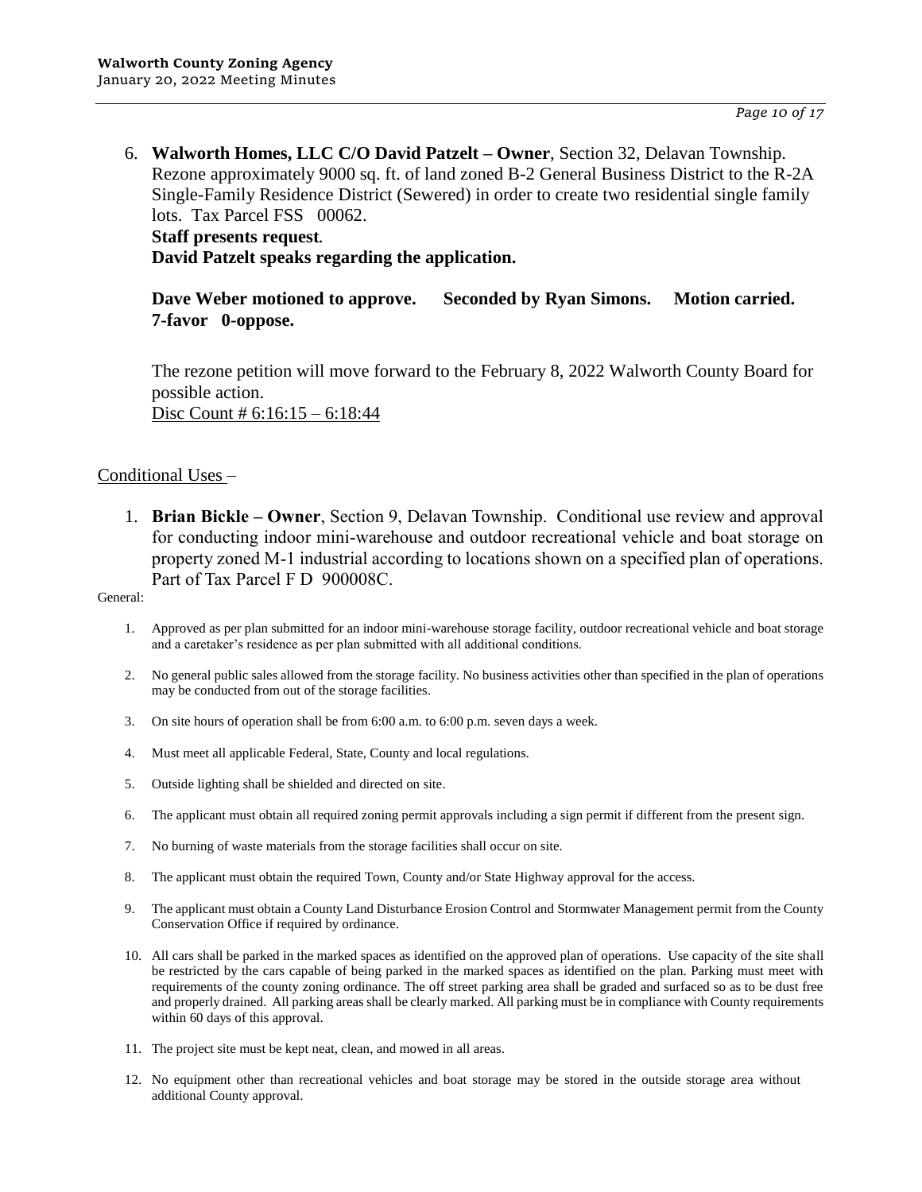6. **Walworth Homes, LLC C/O David Patzelt – Owner**, Section 32, Delavan Township. Rezone approximately 9000 sq. ft. of land zoned B-2 General Business District to the R-2A Single-Family Residence District (Sewered) in order to create two residential single family lots. Tax Parcel FSS 00062.
   **Staff presents request**.
   **David Patzelt speaks regarding the application.**

   **Dave Weber motioned to approve. Seconded by Ryan Simons. Motion carried. 7-favor 0-oppose.**

   The rezone petition will move forward to the February 8, 2022 Walworth County Board for possible action.
   Disc Count # 6:16:15 – 6:18:44

Conditional Uses –

1. **Brian Bickle – Owner**, Section 9, Delavan Township. Conditional use review and approval for conducting indoor mini-warehouse and outdoor recreational vehicle and boat storage on property zoned M-1 industrial according to locations shown on a specified plan of operations. Part of Tax Parcel F D 900008C.

General:

1. Approved as per plan submitted for an indoor mini-warehouse storage facility, outdoor recreational vehicle and boat storage and a caretaker's residence as per plan submitted with all additional conditions.
2. No general public sales allowed from the storage facility. No business activities other than specified in the plan of operations may be conducted from out of the storage facilities.
3. On site hours of operation shall be from 6:00 a.m. to 6:00 p.m. seven days a week.
4. Must meet all applicable Federal, State, County and local regulations.
5. Outside lighting shall be shielded and directed on site.
6. The applicant must obtain all required zoning permit approvals including a sign permit if different from the present sign.
7. No burning of waste materials from the storage facilities shall occur on site.
8. The applicant must obtain the required Town, County and/or State Highway approval for the access.
9. The applicant must obtain a County Land Disturbance Erosion Control and Stormwater Management permit from the County Conservation Office if required by ordinance.
10. All cars shall be parked in the marked spaces as identified on the approved plan of operations. Use capacity of the site shall be restricted by the cars capable of being parked in the marked spaces as identified on the plan. Parking must meet with requirements of the county zoning ordinance. The off street parking area shall be graded and surfaced so as to be dust free and properly drained. All parking areas shall be clearly marked. All parking must be in compliance with County requirements within 60 days of this approval.
11. The project site must be kept neat, clean, and mowed in all areas.
12. No equipment other than recreational vehicles and boat storage may be stored in the outside storage area without additional County approval.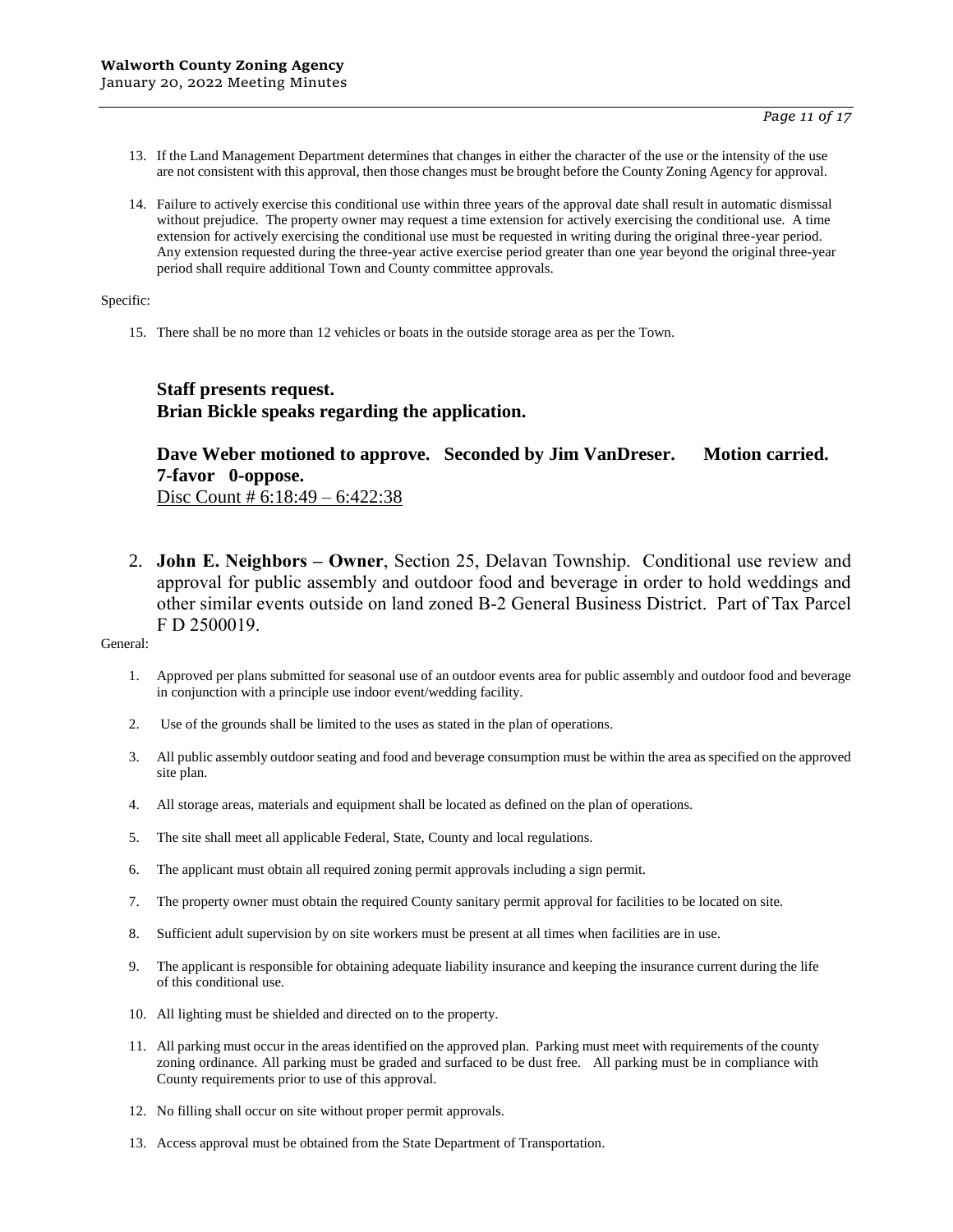13. If the Land Management Department determines that changes in either the character of the use or the intensity of the use are not consistent with this approval, then those changes must be brought before the County Zoning Agency for approval.

14. Failure to actively exercise this conditional use within three years of the approval date shall result in automatic dismissal without prejudice. The property owner may request a time extension for actively exercising the conditional use. A time extension for actively exercising the conditional use must be requested in writing during the original three-year period. Any extension requested during the three-year active exercise period greater than one year beyond the original three-year period shall require additional Town and County committee approvals.

Specific:

15. There shall be no more than 12 vehicles or boats in the outside storage area as per the Town.

**Staff presents request.**
**Brian Bickle speaks regarding the application.**

**Dave Weber motioned to approve. Seconded by Jim VanDreser. Motion carried. 7-favor 0-oppose.**
Disc Count # 6:18:49 – 6:422:38

2. **John E. Neighbors – Owner**, Section 25, Delavan Township. Conditional use review and approval for public assembly and outdoor food and beverage in order to hold weddings and other similar events outside on land zoned B-2 General Business District. Part of Tax Parcel F D 2500019.

General:

1. Approved per plans submitted for seasonal use of an outdoor events area for public assembly and outdoor food and beverage in conjunction with a principle use indoor event/wedding facility.

2. Use of the grounds shall be limited to the uses as stated in the plan of operations.

3. All public assembly outdoor seating and food and beverage consumption must be within the area as specified on the approved site plan.

4. All storage areas, materials and equipment shall be located as defined on the plan of operations.

5. The site shall meet all applicable Federal, State, County and local regulations.

6. The applicant must obtain all required zoning permit approvals including a sign permit.

7. The property owner must obtain the required County sanitary permit approval for facilities to be located on site.

8. Sufficient adult supervision by on site workers must be present at all times when facilities are in use.

9. The applicant is responsible for obtaining adequate liability insurance and keeping the insurance current during the life of this conditional use.

10. All lighting must be shielded and directed on to the property.

11. All parking must occur in the areas identified on the approved plan. Parking must meet with requirements of the county zoning ordinance. All parking must be graded and surfaced to be dust free. All parking must be in compliance with County requirements prior to use of this approval.

12. No filling shall occur on site without proper permit approvals.

13. Access approval must be obtained from the State Department of Transportation.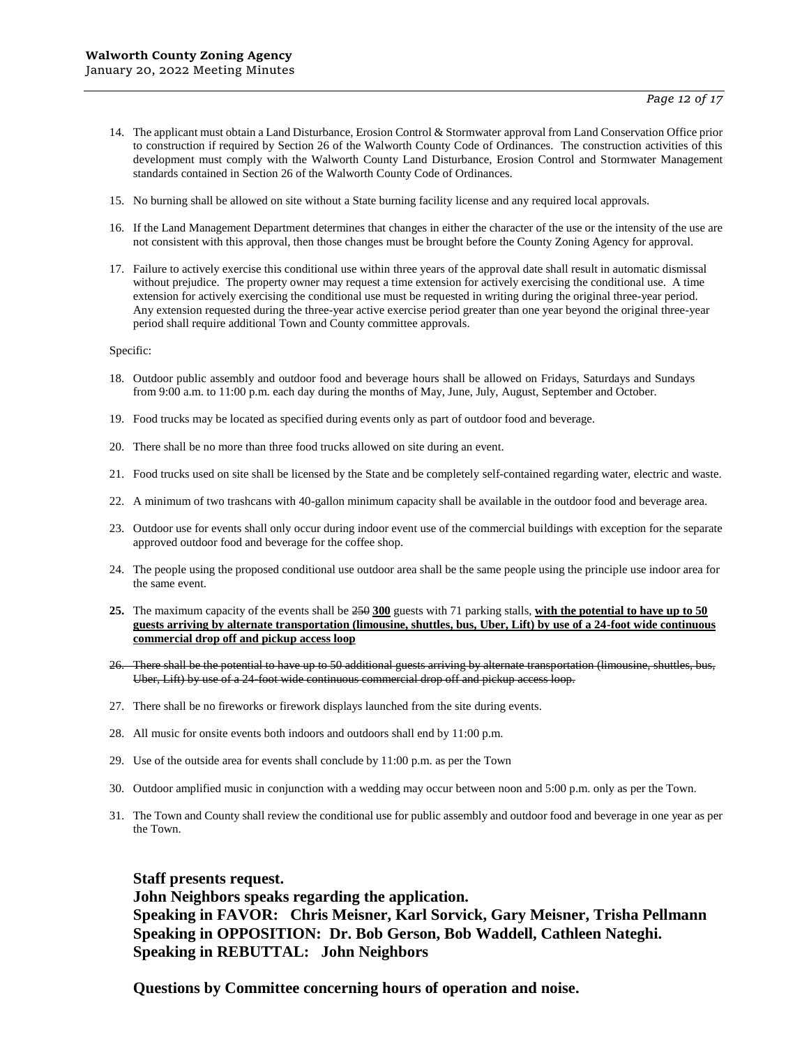14. The applicant must obtain a Land Disturbance, Erosion Control & Stormwater approval from Land Conservation Office prior to construction if required by Section 26 of the Walworth County Code of Ordinances. The construction activities of this development must comply with the Walworth County Land Disturbance, Erosion Control and Stormwater Management standards contained in Section 26 of the Walworth County Code of Ordinances.

15. No burning shall be allowed on site without a State burning facility license and any required local approvals.

16. If the Land Management Department determines that changes in either the character of the use or the intensity of the use are not consistent with this approval, then those changes must be brought before the County Zoning Agency for approval.

17. Failure to actively exercise this conditional use within three years of the approval date shall result in automatic dismissal without prejudice. The property owner may request a time extension for actively exercising the conditional use. A time extension for actively exercising the conditional use must be requested in writing during the original three-year period. Any extension requested during the three-year active exercise period greater than one year beyond the original three-year period shall require additional Town and County committee approvals.

Specific:

18. Outdoor public assembly and outdoor food and beverage hours shall be allowed on Fridays, Saturdays and Sundays from 9:00 a.m. to 11:00 p.m. each day during the months of May, June, July, August, September and October.

19. Food trucks may be located as specified during events only as part of outdoor food and beverage.

20. There shall be no more than three food trucks allowed on site during an event.

21. Food trucks used on site shall be licensed by the State and be completely self-contained regarding water, electric and waste.

22. A minimum of two trashcans with 40-gallon minimum capacity shall be available in the outdoor food and beverage area.

23. Outdoor use for events shall only occur during indoor event use of the commercial buildings with exception for the separate approved outdoor food and beverage for the coffee shop.

24. The people using the proposed conditional use outdoor area shall be the same people using the principle use indoor area for the same event.

**25.** The maximum capacity of the events shall be ~~250~~ **<u>300</u>** guests with 71 parking stalls, **<u>with the potential to have up to 50 guests arriving by alternate transportation (limousine, shuttles, bus, Uber, Lift) by use of a 24-foot wide continuous commercial drop off and pickup access loop</u>**

~~26. There shall be the potential to have up to 50 additional guests arriving by alternate transportation (limousine, shuttles, bus, Uber, Lift) by use of a 24-foot wide continuous commercial drop off and pickup access loop.~~

27. There shall be no fireworks or firework displays launched from the site during events.

28. All music for onsite events both indoors and outdoors shall end by 11:00 p.m.

29. Use of the outside area for events shall conclude by 11:00 p.m. as per the Town

30. Outdoor amplified music in conjunction with a wedding may occur between noon and 5:00 p.m. only as per the Town.

31. The Town and County shall review the conditional use for public assembly and outdoor food and beverage in one year as per the Town.

**Staff presents request.**
**John Neighbors speaks regarding the application.**
**Speaking in FAVOR: Chris Meisner, Karl Sorvick, Gary Meisner, Trisha Pellmann**
**Speaking in OPPOSITION: Dr. Bob Gerson, Bob Waddell, Cathleen Nateghi.**
**Speaking in REBUTTAL: John Neighbors**

**Questions by Committee concerning hours of operation and noise.**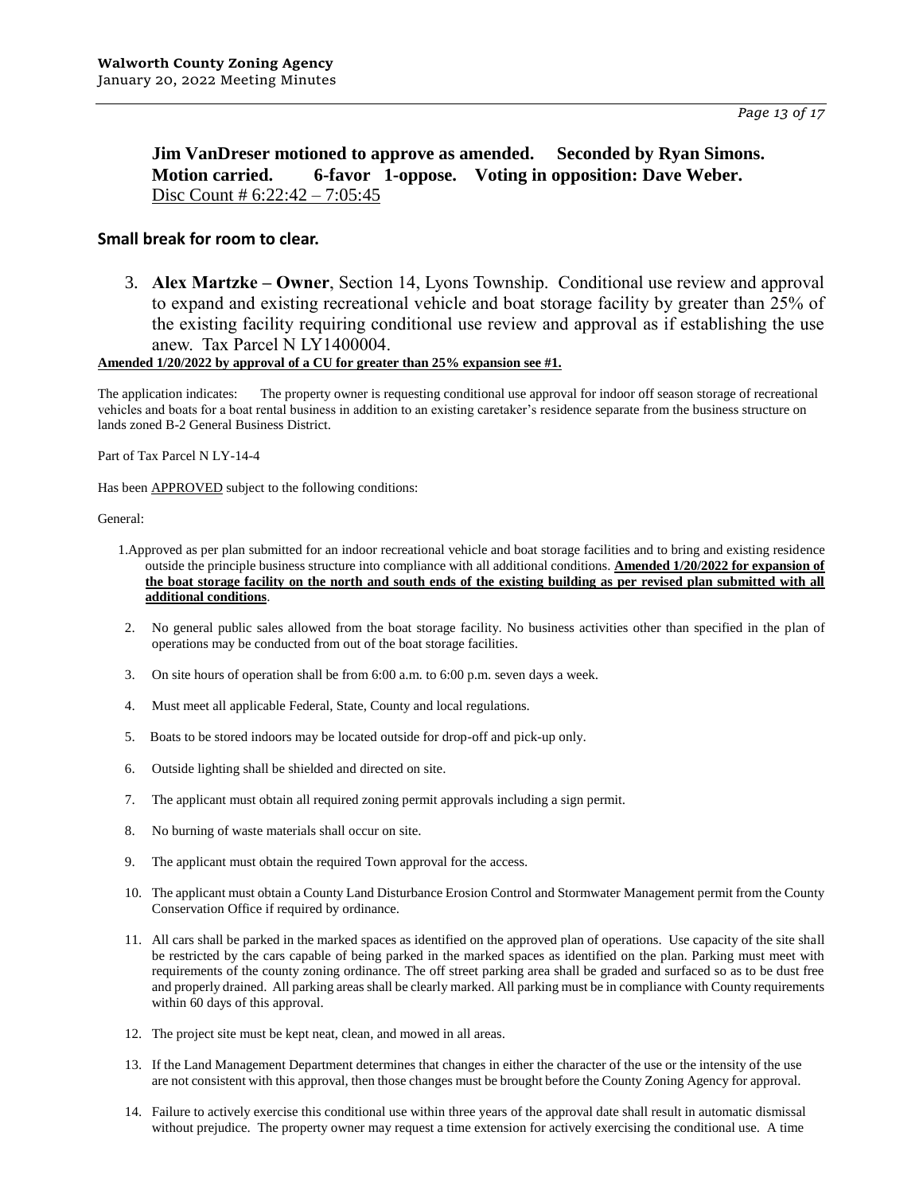**Jim VanDreser motioned to approve as amended. Seconded by Ryan Simons. Motion carried. 6-favor 1-oppose. Voting in opposition: Dave Weber.**
Disc Count # 6:22:42 – 7:05:45

**Small break for room to clear.**

3. **Alex Martzke – Owner**, Section 14, Lyons Township. Conditional use review and approval to expand and existing recreational vehicle and boat storage facility by greater than 25% of the existing facility requiring conditional use review and approval as if establishing the use anew. Tax Parcel N LY1400004.

**Amended 1/20/2022 by approval of a CU for greater than 25% expansion see #1.**

The application indicates: The property owner is requesting conditional use approval for indoor off season storage of recreational vehicles and boats for a boat rental business in addition to an existing caretaker's residence separate from the business structure on lands zoned B-2 General Business District.

Part of Tax Parcel N LY-14-4

Has been APPROVED subject to the following conditions:

General:

1. Approved as per plan submitted for an indoor recreational vehicle and boat storage facilities and to bring and existing residence outside the principle business structure into compliance with all additional conditions. **Amended 1/20/2022 for expansion of the boat storage facility on the north and south ends of the existing building as per revised plan submitted with all additional conditions**.
2. No general public sales allowed from the boat storage facility. No business activities other than specified in the plan of operations may be conducted from out of the boat storage facilities.
3. On site hours of operation shall be from 6:00 a.m. to 6:00 p.m. seven days a week.
4. Must meet all applicable Federal, State, County and local regulations.
5. Boats to be stored indoors may be located outside for drop-off and pick-up only.
6. Outside lighting shall be shielded and directed on site.
7. The applicant must obtain all required zoning permit approvals including a sign permit.
8. No burning of waste materials shall occur on site.
9. The applicant must obtain the required Town approval for the access.
10. The applicant must obtain a County Land Disturbance Erosion Control and Stormwater Management permit from the County Conservation Office if required by ordinance.
11. All cars shall be parked in the marked spaces as identified on the approved plan of operations. Use capacity of the site shall be restricted by the cars capable of being parked in the marked spaces as identified on the plan. Parking must meet with requirements of the county zoning ordinance. The off street parking area shall be graded and surfaced so as to be dust free and properly drained. All parking areas shall be clearly marked. All parking must be in compliance with County requirements within 60 days of this approval.
12. The project site must be kept neat, clean, and mowed in all areas.
13. If the Land Management Department determines that changes in either the character of the use or the intensity of the use are not consistent with this approval, then those changes must be brought before the County Zoning Agency for approval.
14. Failure to actively exercise this conditional use within three years of the approval date shall result in automatic dismissal without prejudice. The property owner may request a time extension for actively exercising the conditional use. A time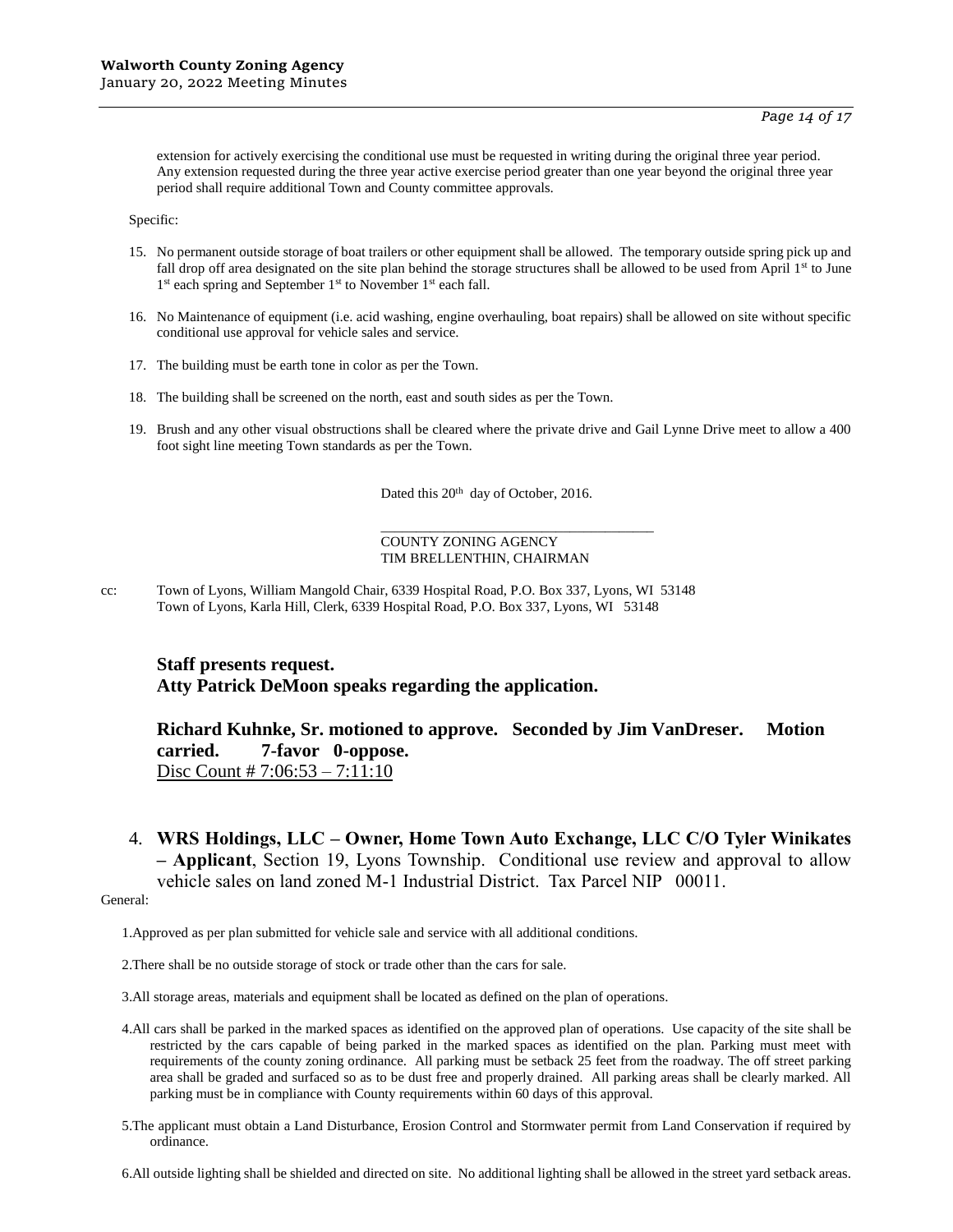extension for actively exercising the conditional use must be requested in writing during the original three year period. Any extension requested during the three year active exercise period greater than one year beyond the original three year period shall require additional Town and County committee approvals.

Specific:

15. No permanent outside storage of boat trailers or other equipment shall be allowed. The temporary outside spring pick up and fall drop off area designated on the site plan behind the storage structures shall be allowed to be used from April 1st to June 1st each spring and September 1st to November 1st each fall.

16. No Maintenance of equipment (i.e. acid washing, engine overhauling, boat repairs) shall be allowed on site without specific conditional use approval for vehicle sales and service.

17. The building must be earth tone in color as per the Town.

18. The building shall be screened on the north, east and south sides as per the Town.

19. Brush and any other visual obstructions shall be cleared where the private drive and Gail Lynne Drive meet to allow a 400 foot sight line meeting Town standards as per the Town.

Dated this 20th day of October, 2016.

\_\_\_\_\_\_\_\_\_\_\_\_\_\_\_\_\_\_\_\_\_\_\_\_\_\_\_\_\_\_\_\_\_\_\_\_\_\_\_\_
COUNTY ZONING AGENCY
TIM BRELLENTHIN, CHAIRMAN

cc: Town of Lyons, William Mangold Chair, 6339 Hospital Road, P.O. Box 337, Lyons, WI 53148
Town of Lyons, Karla Hill, Clerk, 6339 Hospital Road, P.O. Box 337, Lyons, WI 53148

**Staff presents request.**
**Atty Patrick DeMoon speaks regarding the application.**

**Richard Kuhnke, Sr. motioned to approve. Seconded by Jim VanDreser. Motion carried. 7-favor 0-oppose.**
Disc Count # 7:06:53 – 7:11:10

4. **WRS Holdings, LLC – Owner, Home Town Auto Exchange, LLC C/O Tyler Winikates – Applicant**, Section 19, Lyons Township. Conditional use review and approval to allow vehicle sales on land zoned M-1 Industrial District. Tax Parcel NIP 00011.

General:

1. Approved as per plan submitted for vehicle sale and service with all additional conditions.

2. There shall be no outside storage of stock or trade other than the cars for sale.

3. All storage areas, materials and equipment shall be located as defined on the plan of operations.

4. All cars shall be parked in the marked spaces as identified on the approved plan of operations. Use capacity of the site shall be restricted by the cars capable of being parked in the marked spaces as identified on the plan. Parking must meet with requirements of the county zoning ordinance. All parking must be setback 25 feet from the roadway. The off street parking area shall be graded and surfaced so as to be dust free and properly drained. All parking areas shall be clearly marked. All parking must be in compliance with County requirements within 60 days of this approval.

5. The applicant must obtain a Land Disturbance, Erosion Control and Stormwater permit from Land Conservation if required by ordinance.

6. All outside lighting shall be shielded and directed on site. No additional lighting shall be allowed in the street yard setback areas.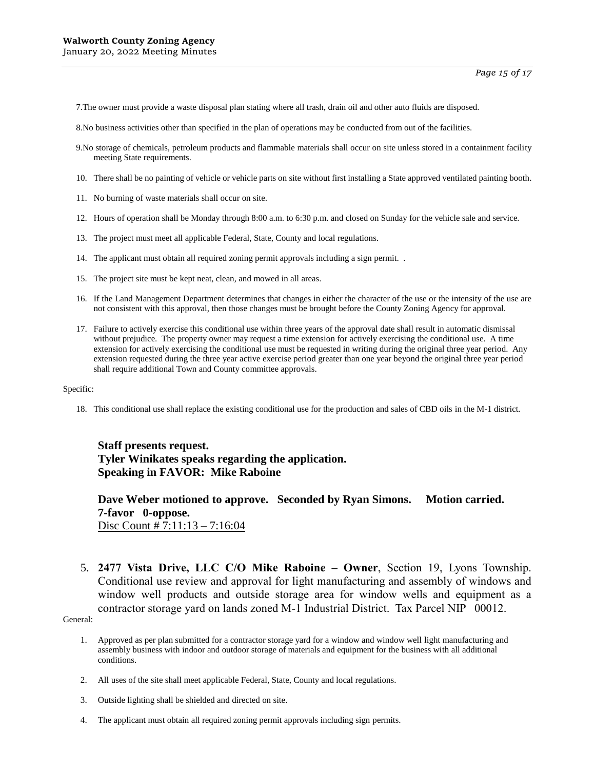7.The owner must provide a waste disposal plan stating where all trash, drain oil and other auto fluids are disposed.

8.No business activities other than specified in the plan of operations may be conducted from out of the facilities.

9.No storage of chemicals, petroleum products and flammable materials shall occur on site unless stored in a containment facility meeting State requirements.

10. There shall be no painting of vehicle or vehicle parts on site without first installing a State approved ventilated painting booth.

11. No burning of waste materials shall occur on site.

12. Hours of operation shall be Monday through 8:00 a.m. to 6:30 p.m. and closed on Sunday for the vehicle sale and service.

13. The project must meet all applicable Federal, State, County and local regulations.

14. The applicant must obtain all required zoning permit approvals including a sign permit. .

15. The project site must be kept neat, clean, and mowed in all areas.

16. If the Land Management Department determines that changes in either the character of the use or the intensity of the use are not consistent with this approval, then those changes must be brought before the County Zoning Agency for approval.

17. Failure to actively exercise this conditional use within three years of the approval date shall result in automatic dismissal without prejudice. The property owner may request a time extension for actively exercising the conditional use. A time extension for actively exercising the conditional use must be requested in writing during the original three year period. Any extension requested during the three year active exercise period greater than one year beyond the original three year period shall require additional Town and County committee approvals.

Specific:

18. This conditional use shall replace the existing conditional use for the production and sales of CBD oils in the M-1 district.

**Staff presents request.**
**Tyler Winikates speaks regarding the application.**
**Speaking in FAVOR: Mike Raboine**

**Dave Weber motioned to approve. Seconded by Ryan Simons. Motion carried. 7-favor 0-oppose.**
Disc Count # 7:11:13 – 7:16:04

5. **2477 Vista Drive, LLC C/O Mike Raboine – Owner**, Section 19, Lyons Township. Conditional use review and approval for light manufacturing and assembly of windows and window well products and outside storage area for window wells and equipment as a contractor storage yard on lands zoned M-1 Industrial District. Tax Parcel NIP 00012.

General:

1. Approved as per plan submitted for a contractor storage yard for a window and window well light manufacturing and assembly business with indoor and outdoor storage of materials and equipment for the business with all additional conditions.

2. All uses of the site shall meet applicable Federal, State, County and local regulations.

3. Outside lighting shall be shielded and directed on site.

4. The applicant must obtain all required zoning permit approvals including sign permits.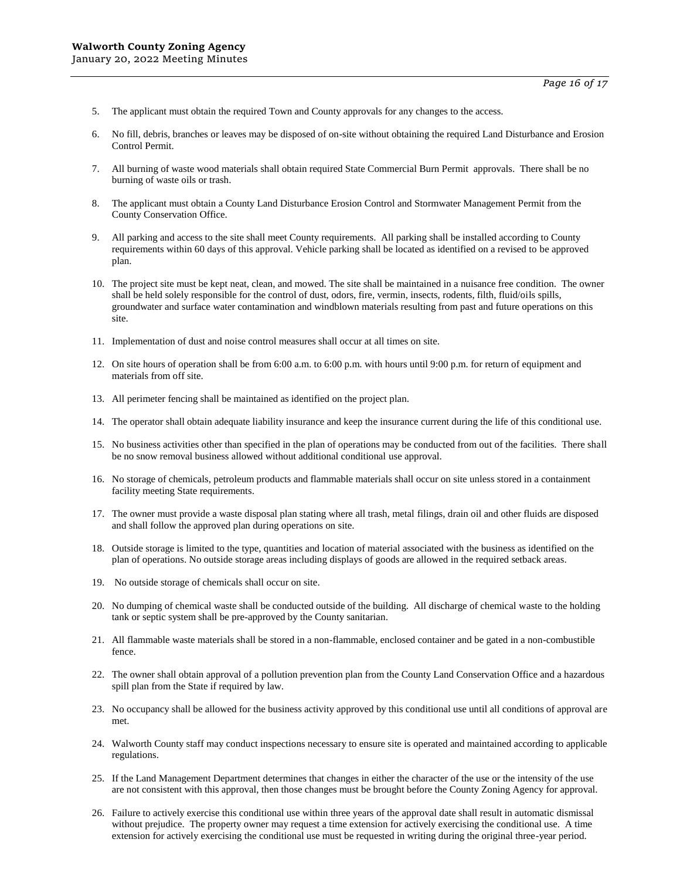5. The applicant must obtain the required Town and County approvals for any changes to the access.

6. No fill, debris, branches or leaves may be disposed of on-site without obtaining the required Land Disturbance and Erosion Control Permit.

7. All burning of waste wood materials shall obtain required State Commercial Burn Permit approvals. There shall be no burning of waste oils or trash.

8. The applicant must obtain a County Land Disturbance Erosion Control and Stormwater Management Permit from the County Conservation Office.

9. All parking and access to the site shall meet County requirements. All parking shall be installed according to County requirements within 60 days of this approval. Vehicle parking shall be located as identified on a revised to be approved plan.

10. The project site must be kept neat, clean, and mowed. The site shall be maintained in a nuisance free condition. The owner shall be held solely responsible for the control of dust, odors, fire, vermin, insects, rodents, filth, fluid/oils spills, groundwater and surface water contamination and windblown materials resulting from past and future operations on this site.

11. Implementation of dust and noise control measures shall occur at all times on site.

12. On site hours of operation shall be from 6:00 a.m. to 6:00 p.m. with hours until 9:00 p.m. for return of equipment and materials from off site.

13. All perimeter fencing shall be maintained as identified on the project plan.

14. The operator shall obtain adequate liability insurance and keep the insurance current during the life of this conditional use.

15. No business activities other than specified in the plan of operations may be conducted from out of the facilities. There shall be no snow removal business allowed without additional conditional use approval.

16. No storage of chemicals, petroleum products and flammable materials shall occur on site unless stored in a containment facility meeting State requirements.

17. The owner must provide a waste disposal plan stating where all trash, metal filings, drain oil and other fluids are disposed and shall follow the approved plan during operations on site.

18. Outside storage is limited to the type, quantities and location of material associated with the business as identified on the plan of operations. No outside storage areas including displays of goods are allowed in the required setback areas.

19. No outside storage of chemicals shall occur on site.

20. No dumping of chemical waste shall be conducted outside of the building. All discharge of chemical waste to the holding tank or septic system shall be pre-approved by the County sanitarian.

21. All flammable waste materials shall be stored in a non-flammable, enclosed container and be gated in a non-combustible fence.

22. The owner shall obtain approval of a pollution prevention plan from the County Land Conservation Office and a hazardous spill plan from the State if required by law.

23. No occupancy shall be allowed for the business activity approved by this conditional use until all conditions of approval are met.

24. Walworth County staff may conduct inspections necessary to ensure site is operated and maintained according to applicable regulations.

25. If the Land Management Department determines that changes in either the character of the use or the intensity of the use are not consistent with this approval, then those changes must be brought before the County Zoning Agency for approval.

26. Failure to actively exercise this conditional use within three years of the approval date shall result in automatic dismissal without prejudice. The property owner may request a time extension for actively exercising the conditional use. A time extension for actively exercising the conditional use must be requested in writing during the original three-year period.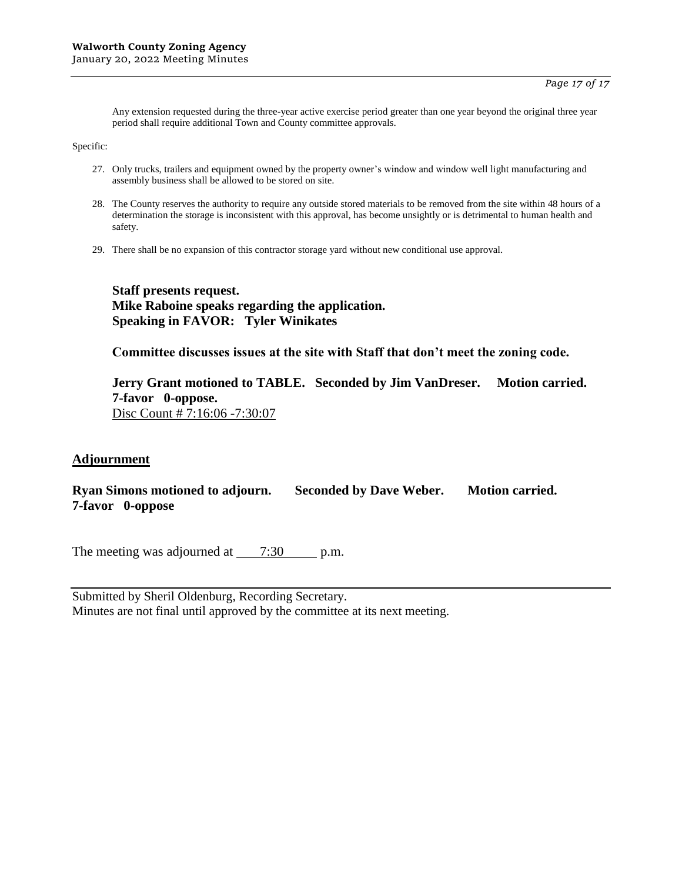Any extension requested during the three-year active exercise period greater than one year beyond the original three year period shall require additional Town and County committee approvals.

Specific:

27. Only trucks, trailers and equipment owned by the property owner's window and window well light manufacturing and assembly business shall be allowed to be stored on site.

28. The County reserves the authority to require any outside stored materials to be removed from the site within 48 hours of a determination the storage is inconsistent with this approval, has become unsightly or is detrimental to human health and safety.

29. There shall be no expansion of this contractor storage yard without new conditional use approval.

**Staff presents request.**
**Mike Raboine speaks regarding the application.**
**Speaking in FAVOR: Tyler Winikates**

**Committee discusses issues at the site with Staff that don't meet the zoning code.**

**Jerry Grant motioned to TABLE. Seconded by Jim VanDreser. Motion carried. 7-favor 0-oppose.**
Disc Count # 7:16:06 -7:30:07

## Adjournment

**Ryan Simons motioned to adjourn. Seconded by Dave Weber. Motion carried. 7-favor 0-oppose**

The meeting was adjourned at 7:30 p.m.

Submitted by Sheril Oldenburg, Recording Secretary.
Minutes are not final until approved by the committee at its next meeting.